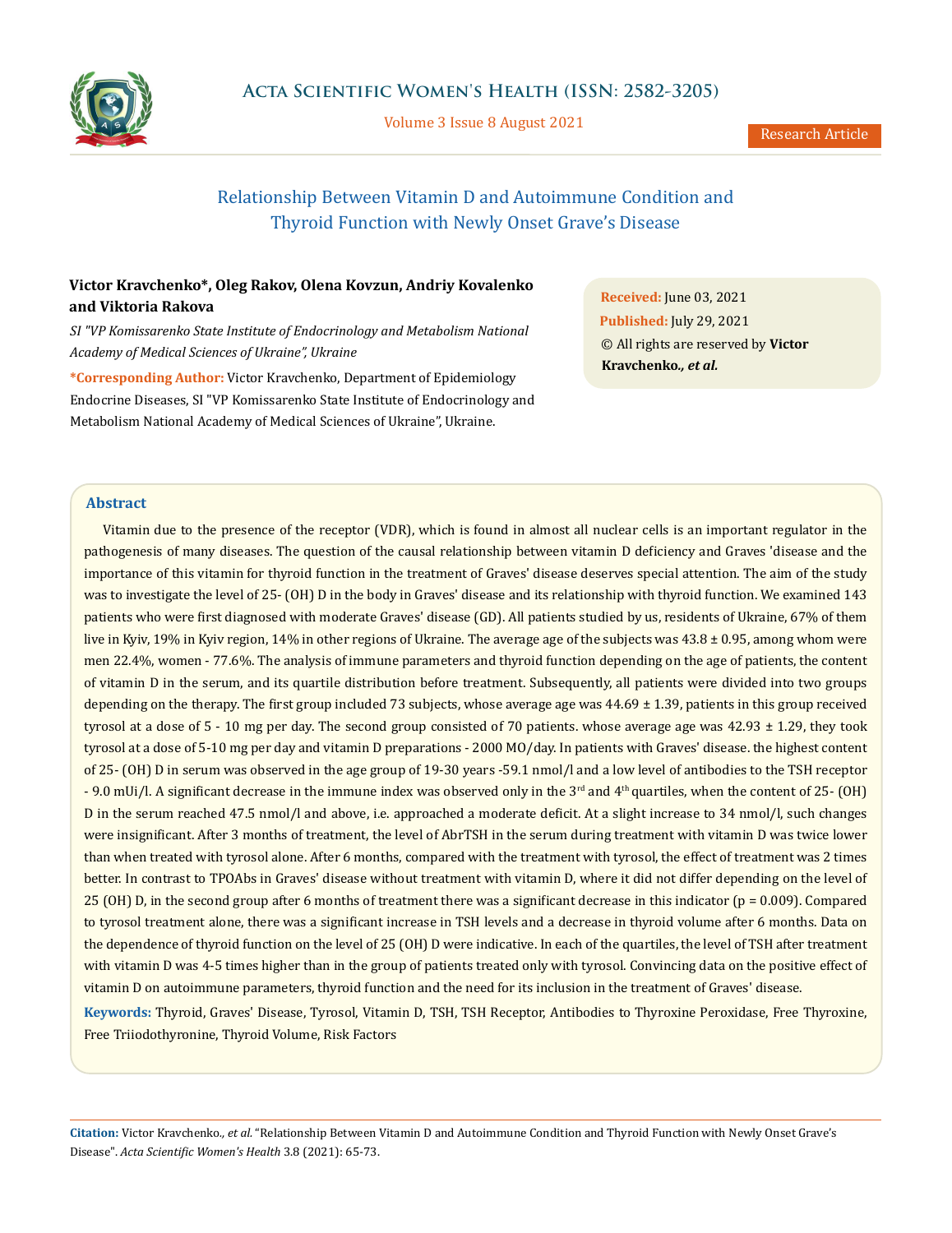Research Article

# Relationship Between Vitamin D and Autoimmune Condition and Thyroid Function with Newly Onset Grave's Disease

**Victor Kravchenko\*, Oleg Rakov, Olena Kovzun, Andriy Kovalenko and Viktoria Rakova**

*SI "VP Komissarenko State Institute of Endocrinology and Metabolism National Academy of Medical Sciences of Ukraine", Ukraine*

**\*Corresponding Author:** Victor Kravchenko, Department of Epidemiology Endocrine Diseases, SI "VP Komissarenko State Institute of Endocrinology and Metabolism National Academy of Medical Sciences of Ukraine", Ukraine.

**Received:** June 03, 2021
**Published:** July 29, 2021
© All rights are reserved by **Victor Kravchenko., *et al.***

## Abstract

Vitamin due to the presence of the receptor (VDR), which is found in almost all nuclear cells is an important regulator in the pathogenesis of many diseases. The question of the causal relationship between vitamin D deficiency and Graves 'disease and the importance of this vitamin for thyroid function in the treatment of Graves' disease deserves special attention. The aim of the study was to investigate the level of 25- (OH) D in the body in Graves' disease and its relationship with thyroid function. We examined 143 patients who were first diagnosed with moderate Graves' disease (GD). All patients studied by us, residents of Ukraine, 67% of them live in Kyiv, 19% in Kyiv region, 14% in other regions of Ukraine. The average age of the subjects was 43.8 ± 0.95, among whom were men 22.4%, women - 77.6%. The analysis of immune parameters and thyroid function depending on the age of patients, the content of vitamin D in the serum, and its quartile distribution before treatment. Subsequently, all patients were divided into two groups depending on the therapy. The first group included 73 subjects, whose average age was 44.69 ± 1.39, patients in this group received tyrosol at a dose of 5 - 10 mg per day. The second group consisted of 70 patients. whose average age was 42.93 ± 1.29, they took tyrosol at a dose of 5-10 mg per day and vitamin D preparations - 2000 MO/day. In patients with Graves' disease. the highest content of 25- (OH) D in serum was observed in the age group of 19-30 years -59.1 nmol/l and a low level of antibodies to the TSH receptor - 9.0 mUi/l. A significant decrease in the immune index was observed only in the 3rd and 4th quartiles, when the content of 25- (OH) D in the serum reached 47.5 nmol/l and above, i.e. approached a moderate deficit. At a slight increase to 34 nmol/l, such changes were insignificant. After 3 months of treatment, the level of AbrTSH in the serum during treatment with vitamin D was twice lower than when treated with tyrosol alone. After 6 months, compared with the treatment with tyrosol, the effect of treatment was 2 times better. In contrast to TPOAbs in Graves' disease without treatment with vitamin D, where it did not differ depending on the level of 25 (OH) D, in the second group after 6 months of treatment there was a significant decrease in this indicator ($p = 0.009$). Compared to tyrosol treatment alone, there was a significant increase in TSH levels and a decrease in thyroid volume after 6 months. Data on the dependence of thyroid function on the level of 25 (OH) D were indicative. In each of the quartiles, the level of TSH after treatment with vitamin D was 4-5 times higher than in the group of patients treated only with tyrosol. Convincing data on the positive effect of vitamin D on autoimmune parameters, thyroid function and the need for its inclusion in the treatment of Graves' disease.

**Keywords:** Thyroid, Graves' Disease, Tyrosol, Vitamin D, TSH, TSH Receptor, Antibodies to Thyroxine Peroxidase, Free Thyroxine, Free Triiodothyronine, Thyroid Volume, Risk Factors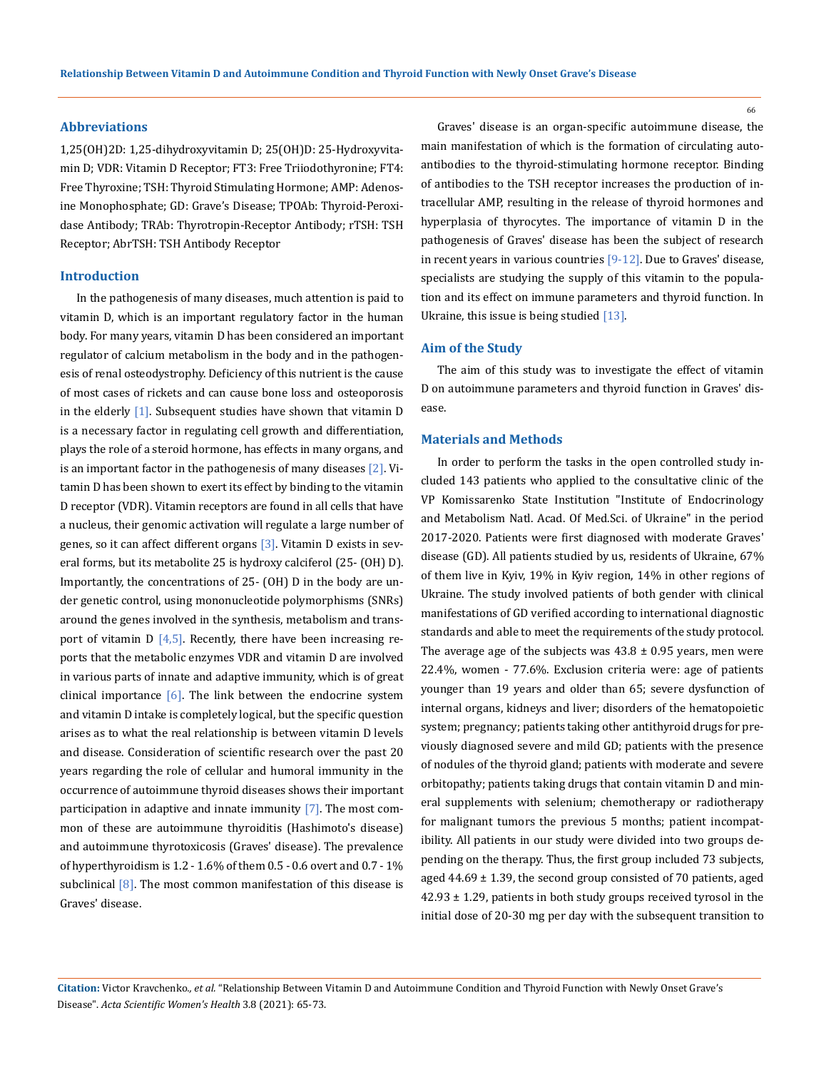## Abbreviations

1,25(OH)2D: 1,25-dihydroxyvitamin D; 25(OH)D: 25-Hydroxyvitamin D; VDR: Vitamin D Receptor; FT3: Free Triiodothyronine; FT4: Free Thyroxine; TSH: Thyroid Stimulating Hormone; AMP: Adenosine Monophosphate; GD: Grave's Disease; TPOAb: Thyroid-Peroxidase Antibody; TRAb: Thyrotropin-Receptor Antibody; rTSH: TSH Receptor; AbrTSH: TSH Antibody Receptor

## Introduction

In the pathogenesis of many diseases, much attention is paid to vitamin D, which is an important regulatory factor in the human body. For many years, vitamin D has been considered an important regulator of calcium metabolism in the body and in the pathogenesis of renal osteodystrophy. Deficiency of this nutrient is the cause of most cases of rickets and can cause bone loss and osteoporosis in the elderly [1]. Subsequent studies have shown that vitamin D is a necessary factor in regulating cell growth and differentiation, plays the role of a steroid hormone, has effects in many organs, and is an important factor in the pathogenesis of many diseases [2]. Vitamin D has been shown to exert its effect by binding to the vitamin D receptor (VDR). Vitamin receptors are found in all cells that have a nucleus, their genomic activation will regulate a large number of genes, so it can affect different organs [3]. Vitamin D exists in several forms, but its metabolite 25 is hydroxy calciferol (25- (OH) D). Importantly, the concentrations of 25- (OH) D in the body are under genetic control, using mononucleotide polymorphisms (SNRs) around the genes involved in the synthesis, metabolism and transport of vitamin D [4,5]. Recently, there have been increasing reports that the metabolic enzymes VDR and vitamin D are involved in various parts of innate and adaptive immunity, which is of great clinical importance [6]. The link between the endocrine system and vitamin D intake is completely logical, but the specific question arises as to what the real relationship is between vitamin D levels and disease. Consideration of scientific research over the past 20 years regarding the role of cellular and humoral immunity in the occurrence of autoimmune thyroid diseases shows their important participation in adaptive and innate immunity [7]. The most common of these are autoimmune thyroiditis (Hashimoto's disease) and autoimmune thyrotoxicosis (Graves' disease). The prevalence of hyperthyroidism is 1.2 - 1.6% of them 0.5 - 0.6 overt and 0.7 - 1% subclinical [8]. The most common manifestation of this disease is Graves' disease.

Graves' disease is an organ-specific autoimmune disease, the main manifestation of which is the formation of circulating autoantibodies to the thyroid-stimulating hormone receptor. Binding of antibodies to the TSH receptor increases the production of intracellular AMP, resulting in the release of thyroid hormones and hyperplasia of thyrocytes. The importance of vitamin D in the pathogenesis of Graves' disease has been the subject of research in recent years in various countries [9-12]. Due to Graves' disease, specialists are studying the supply of this vitamin to the population and its effect on immune parameters and thyroid function. In Ukraine, this issue is being studied [13].

## Aim of the Study

The aim of this study was to investigate the effect of vitamin D on autoimmune parameters and thyroid function in Graves' disease.

## Materials and Methods

In order to perform the tasks in the open controlled study included 143 patients who applied to the consultative clinic of the VP Komissarenko State Institution "Institute of Endocrinology and Metabolism Natl. Acad. Of Med.Sci. of Ukraine" in the period 2017-2020. Patients were first diagnosed with moderate Graves' disease (GD). All patients studied by us, residents of Ukraine, 67% of them live in Kyiv, 19% in Kyiv region, 14% in other regions of Ukraine. The study involved patients of both gender with clinical manifestations of GD verified according to international diagnostic standards and able to meet the requirements of the study protocol. The average age of the subjects was 43.8 ± 0.95 years, men were 22.4%, women - 77.6%. Exclusion criteria were: age of patients younger than 19 years and older than 65; severe dysfunction of internal organs, kidneys and liver; disorders of the hematopoietic system; pregnancy; patients taking other antithyroid drugs for previously diagnosed severe and mild GD; patients with the presence of nodules of the thyroid gland; patients with moderate and severe orbitopathy; patients taking drugs that contain vitamin D and mineral supplements with selenium; chemotherapy or radiotherapy for malignant tumors the previous 5 months; patient incompatibility. All patients in our study were divided into two groups depending on the therapy. Thus, the first group included 73 subjects, aged 44.69 ± 1.39, the second group consisted of 70 patients, aged 42.93 ± 1.29, patients in both study groups received tyrosol in the initial dose of 20-30 mg per day with the subsequent transition to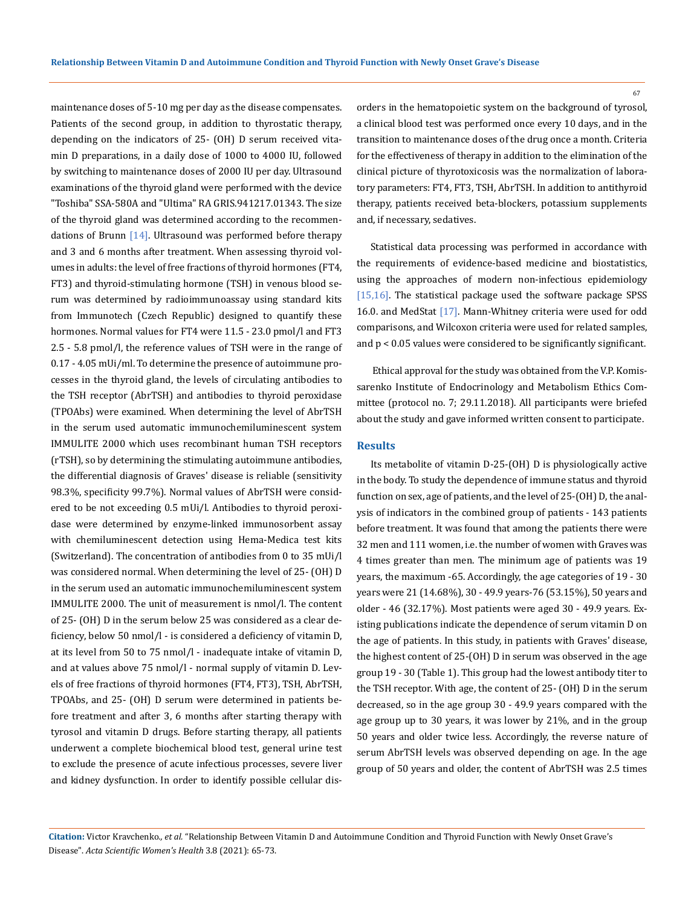maintenance doses of 5-10 mg per day as the disease compensates. Patients of the second group, in addition to thyrostatic therapy, depending on the indicators of 25- (OH) D serum received vitamin D preparations, in a daily dose of 1000 to 4000 IU, followed by switching to maintenance doses of 2000 IU per day. Ultrasound examinations of the thyroid gland were performed with the device "Toshiba" SSA-580A and "Ultima" RA GRIS.941217.01343. The size of the thyroid gland was determined according to the recommendations of Brunn [14]. Ultrasound was performed before therapy and 3 and 6 months after treatment. When assessing thyroid volumes in adults: the level of free fractions of thyroid hormones (FT4, FT3) and thyroid-stimulating hormone (TSH) in venous blood serum was determined by radioimmunoassay using standard kits from Immunotech (Czech Republic) designed to quantify these hormones. Normal values for FT4 were 11.5 - 23.0 pmol/l and FT3 2.5 - 5.8 pmol/l, the reference values of TSH were in the range of 0.17 - 4.05 mUi/ml. To determine the presence of autoimmune processes in the thyroid gland, the levels of circulating antibodies to the TSH receptor (AbrTSH) and antibodies to thyroid peroxidase (TPOAbs) were examined. When determining the level of AbrTSH in the serum used automatic immunochemiluminescent system IMMULITE 2000 which uses recombinant human TSH receptors (rTSH), so by determining the stimulating autoimmune antibodies, the differential diagnosis of Graves' disease is reliable (sensitivity 98.3%, specificity 99.7%). Normal values of AbrTSH were considered to be not exceeding 0.5 mUi/l. Antibodies to thyroid peroxidase were determined by enzyme-linked immunosorbent assay with chemiluminescent detection using Hema-Medica test kits (Switzerland). The concentration of antibodies from 0 to 35 mUi/l was considered normal. When determining the level of 25- (OH) D in the serum used an automatic immunochemiluminescent system IMMULITE 2000. The unit of measurement is nmol/l. The content of 25- (OH) D in the serum below 25 was considered as a clear deficiency, below 50 nmol/l - is considered a deficiency of vitamin D, at its level from 50 to 75 nmol/l - inadequate intake of vitamin D, and at values above 75 nmol/l - normal supply of vitamin D. Levels of free fractions of thyroid hormones (FT4, FT3), TSH, AbrTSH, TPOAbs, and 25- (OH) D serum were determined in patients before treatment and after 3, 6 months after starting therapy with tyrosol and vitamin D drugs. Before starting therapy, all patients underwent a complete biochemical blood test, general urine test to exclude the presence of acute infectious processes, severe liver and kidney dysfunction. In order to identify possible cellular disorders in the hematopoietic system on the background of tyrosol, a clinical blood test was performed once every 10 days, and in the transition to maintenance doses of the drug once a month. Criteria for the effectiveness of therapy in addition to the elimination of the clinical picture of thyrotoxicosis was the normalization of laboratory parameters: FT4, FT3, TSH, AbrTSH. In addition to antithyroid therapy, patients received beta-blockers, potassium supplements and, if necessary, sedatives.

Statistical data processing was performed in accordance with the requirements of evidence-based medicine and biostatistics, using the approaches of modern non-infectious epidemiology [15,16]. The statistical package used the software package SPSS 16.0. and MedStat [17]. Mann-Whitney criteria were used for odd comparisons, and Wilcoxon criteria were used for related samples, and $p < 0.05$ values were considered to be significantly significant.

Ethical approval for the study was obtained from the V.P. Komissarenko Institute of Endocrinology and Metabolism Ethics Committee (protocol no. 7; 29.11.2018). All participants were briefed about the study and gave informed written consent to participate.

## Results

Its metabolite of vitamin D-25-(OH) D is physiologically active in the body. To study the dependence of immune status and thyroid function on sex, age of patients, and the level of 25-(OH) D, the analysis of indicators in the combined group of patients - 143 patients before treatment. It was found that among the patients there were 32 men and 111 women, i.e. the number of women with Graves was 4 times greater than men. The minimum age of patients was 19 years, the maximum -65. Accordingly, the age categories of 19 - 30 years were 21 (14.68%), 30 - 49.9 years-76 (53.15%), 50 years and older - 46 (32.17%). Most patients were aged 30 - 49.9 years. Existing publications indicate the dependence of serum vitamin D on the age of patients. In this study, in patients with Graves' disease, the highest content of 25-(OH) D in serum was observed in the age group 19 - 30 (Table 1). This group had the lowest antibody titer to the TSH receptor. With age, the content of 25- (OH) D in the serum decreased, so in the age group 30 - 49.9 years compared with the age group up to 30 years, it was lower by 21%, and in the group 50 years and older twice less. Accordingly, the reverse nature of serum AbrTSH levels was observed depending on age. In the age group of 50 years and older, the content of AbrTSH was 2.5 times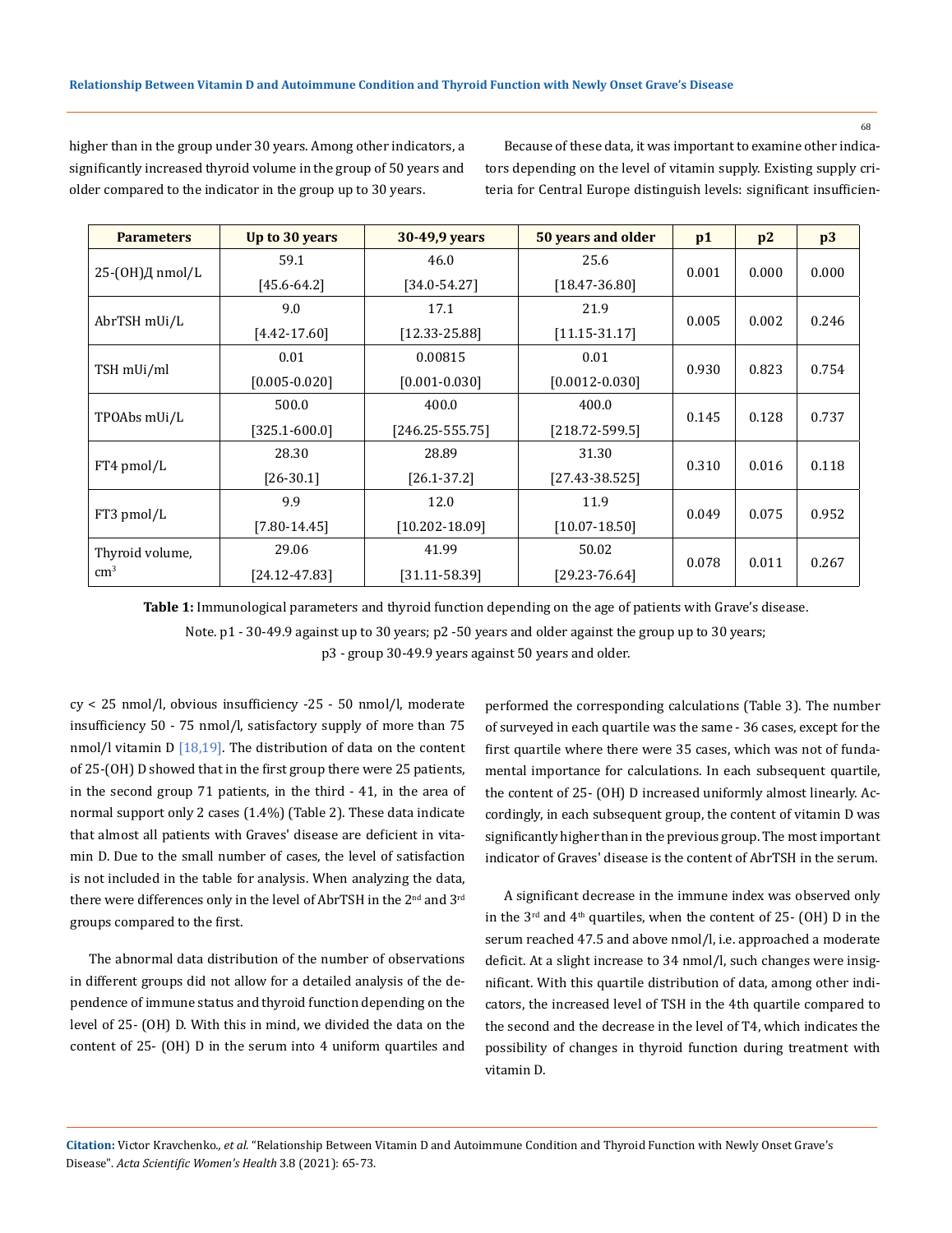higher than in the group under 30 years. Among other indicators, a significantly increased thyroid volume in the group of 50 years and older compared to the indicator in the group up to 30 years.

Because of these data, it was important to examine other indicators depending on the level of vitamin supply. Existing supply criteria for Central Europe distinguish levels: significant insufficiency < 25 nmol/l, obvious insufficiency -25 - 50 nmol/l, moderate insufficiency 50 - 75 nmol/l, satisfactory supply of more than 75 nmol/l vitamin D [18,19]. The distribution of data on the content of 25-(OH) D showed that in the first group there were 25 patients, in the second group 71 patients, in the third - 41, in the area of normal support only 2 cases (1.4%) (Table 2). These data indicate that almost all patients with Graves' disease are deficient in vitamin D. Due to the small number of cases, the level of satisfaction is not included in the table for analysis. When analyzing the data, there were differences only in the level of AbrTSH in the 2nd and 3rd groups compared to the first.

| Parameters | Up to 30 years | 30-49,9 years | 50 years and older | p1 | p2 | p3 |
|---|---|---|---|---|---|---|
| 25-(OH)Д nmol/L | 59.1 [45.6-64.2] | 46.0 [34.0-54.27] | 25.6 [18.47-36.80] | 0.001 | 0.000 | 0.000 |
| AbrTSH mUi/L | 9.0 [4.42-17.60] | 17.1 [12.33-25.88] | 21.9 [11.15-31.17] | 0.005 | 0.002 | 0.246 |
| TSH mUi/ml | 0.01 [0.005-0.020] | 0.00815 [0.001-0.030] | 0.01 [0.0012-0.030] | 0.930 | 0.823 | 0.754 |
| TPOAbs mUi/L | 500.0 [325.1-600.0] | 400.0 [246.25-555.75] | 400.0 [218.72-599.5] | 0.145 | 0.128 | 0.737 |
| FT4 pmol/L | 28.30 [26-30.1] | 28.89 [26.1-37.2] | 31.30 [27.43-38.525] | 0.310 | 0.016 | 0.118 |
| FT3 pmol/L | 9.9 [7.80-14.45] | 12.0 [10.202-18.09] | 11.9 [10.07-18.50] | 0.049 | 0.075 | 0.952 |
| Thyroid volume, $cm^3$ | 29.06 [24.12-47.83] | 41.99 [31.11-58.39] | 50.02 [29.23-76.64] | 0.078 | 0.011 | 0.267 |

**Table 1:** Immunological parameters and thyroid function depending on the age of patients with Grave's disease.

Note. p1 - 30-49.9 against up to 30 years; p2 -50 years and older against the group up to 30 years; p3 - group 30-49.9 years against 50 years and older.

The abnormal data distribution of the number of observations in different groups did not allow for a detailed analysis of the dependence of immune status and thyroid function depending on the level of 25- (OH) D. With this in mind, we divided the data on the content of 25- (OH) D in the serum into 4 uniform quartiles and performed the corresponding calculations (Table 3). The number of surveyed in each quartile was the same - 36 cases, except for the first quartile where there were 35 cases, which was not of fundamental importance for calculations. In each subsequent quartile, the content of 25- (OH) D increased uniformly almost linearly. Accordingly, in each subsequent group, the content of vitamin D was significantly higher than in the previous group. The most important indicator of Graves' disease is the content of AbrTSH in the serum.

A significant decrease in the immune index was observed only in the 3rd and 4th quartiles, when the content of 25- (OH) D in the serum reached 47.5 and above nmol/l, i.e. approached a moderate deficit. At a slight increase to 34 nmol/l, such changes were insignificant. With this quartile distribution of data, among other indicators, the increased level of TSH in the 4th quartile compared to the second and the decrease in the level of T4, which indicates the possibility of changes in thyroid function during treatment with vitamin D.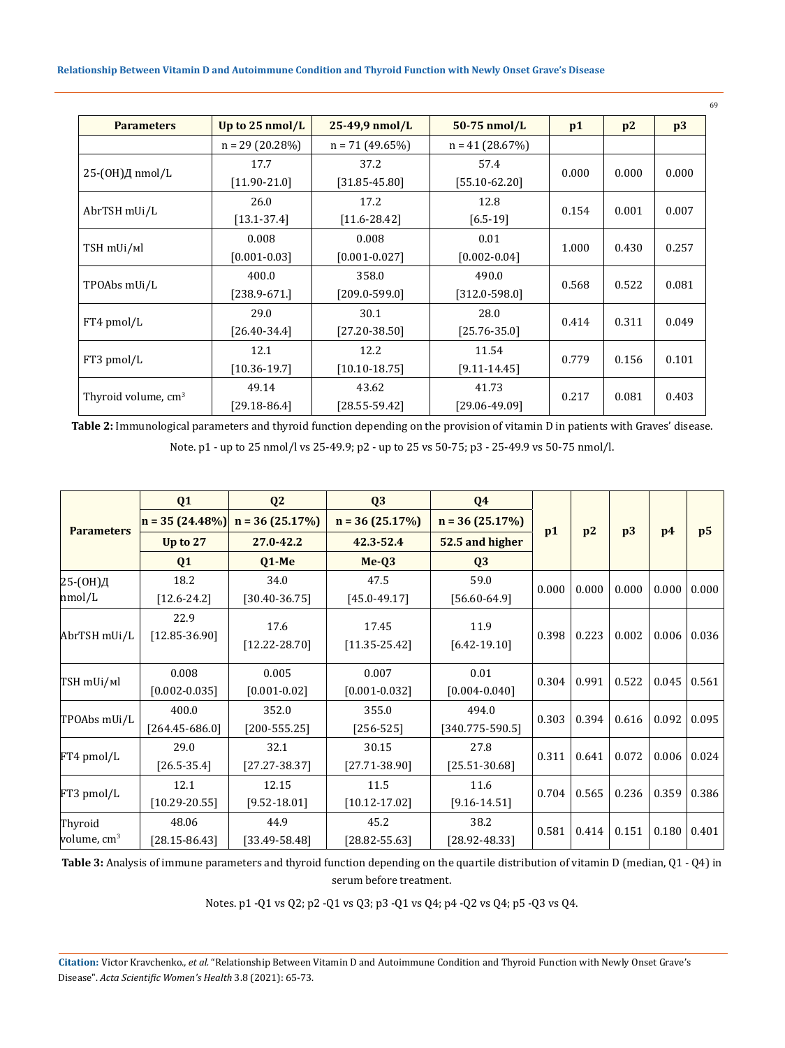| Parameters | Up to 25 nmol/L | 25-49,9 nmol/L | 50-75 nmol/L | p1 | p2 | p3 |
|---|---|---|---|---|---|---|
| | n = 29 (20.28%) | n = 71 (49.65%) | n = 41 (28.67%) | | | |
| 25-(OH)Д nmol/L | 17.7 [11.90-21.0] | 37.2 [31.85-45.80] | 57.4 [55.10-62.20] | 0.000 | 0.000 | 0.000 |
| AbrTSH mUi/L | 26.0 [13.1-37.4] | 17.2 [11.6-28.42] | 12.8 [6.5-19] | 0.154 | 0.001 | 0.007 |
| TSH mUi/мl | 0.008 [0.001-0.03] | 0.008 [0.001-0.027] | 0.01 [0.002-0.04] | 1.000 | 0.430 | 0.257 |
| TPOAbs mUi/L | 400.0 [238.9-671.] | 358.0 [209.0-599.0] | 490.0 [312.0-598.0] | 0.568 | 0.522 | 0.081 |
| FT4 pmol/L | 29.0 [26.40-34.4] | 30.1 [27.20-38.50] | 28.0 [25.76-35.0] | 0.414 | 0.311 | 0.049 |
| FT3 pmol/L | 12.1 [10.36-19.7] | 12.2 [10.10-18.75] | 11.54 [9.11-14.45] | 0.779 | 0.156 | 0.101 |
| Thyroid volume, $cm^3$ | 49.14 [29.18-86.4] | 43.62 [28.55-59.42] | 41.73 [29.06-49.09] | 0.217 | 0.081 | 0.403 |

**Table 2:** Immunological parameters and thyroid function depending on the provision of vitamin D in patients with Graves' disease.

Note. p1 - up to 25 nmol/l vs 25-49.9; p2 - up to 25 vs 50-75; p3 - 25-49.9 vs 50-75 nmol/l.

| Parameters | Q1 | Q2 | Q3 | Q4 | p1 | p2 | p3 | p4 | p5 |
|---|---|---|---|---|---|---|---|---|---|
| | n = 35 (24.48%) | n = 36 (25.17%) | n = 36 (25.17%) | n = 36 (25.17%) | | | | | |
| | Up to 27 | 27.0-42.2 | 42.3-52.4 | 52.5 and higher | | | | | |
| | Q1 | Q1-Me | Me-Q3 | Q3 | | | | | |
| 25-(OH)Д nmol/L | 18.2 [12.6-24.2] | 34.0 [30.40-36.75] | 47.5 [45.0-49.17] | 59.0 [56.60-64.9] | 0.000 | 0.000 | 0.000 | 0.000 | 0.000 |
| AbrTSH mUi/L | 22.9 [12.85-36.90] | 17.6 [12.22-28.70] | 17.45 [11.35-25.42] | 11.9 [6.42-19.10] | 0.398 | 0.223 | 0.002 | 0.006 | 0.036 |
| TSH mUi/мl | 0.008 [0.002-0.035] | 0.005 [0.001-0.02] | 0.007 [0.001-0.032] | 0.01 [0.004-0.040] | 0.304 | 0.991 | 0.522 | 0.045 | 0.561 |
| TPOAbs mUi/L | 400.0 [264.45-686.0] | 352.0 [200-555.25] | 355.0 [256-525] | 494.0 [340.775-590.5] | 0.303 | 0.394 | 0.616 | 0.092 | 0.095 |
| FT4 pmol/L | 29.0 [26.5-35.4] | 32.1 [27.27-38.37] | 30.15 [27.71-38.90] | 27.8 [25.51-30.68] | 0.311 | 0.641 | 0.072 | 0.006 | 0.024 |
| FT3 pmol/L | 12.1 [10.29-20.55] | 12.15 [9.52-18.01] | 11.5 [10.12-17.02] | 11.6 [9.16-14.51] | 0.704 | 0.565 | 0.236 | 0.359 | 0.386 |
| Thyroid volume, $cm^3$ | 48.06 [28.15-86.43] | 44.9 [33.49-58.48] | 45.2 [28.82-55.63] | 38.2 [28.92-48.33] | 0.581 | 0.414 | 0.151 | 0.180 | 0.401 |

**Table 3:** Analysis of immune parameters and thyroid function depending on the quartile distribution of vitamin D (median, Q1 - Q4) in serum before treatment.

Notes. p1 -Q1 vs Q2; p2 -Q1 vs Q3; p3 -Q1 vs Q4; p4 -Q2 vs Q4; p5 -Q3 vs Q4.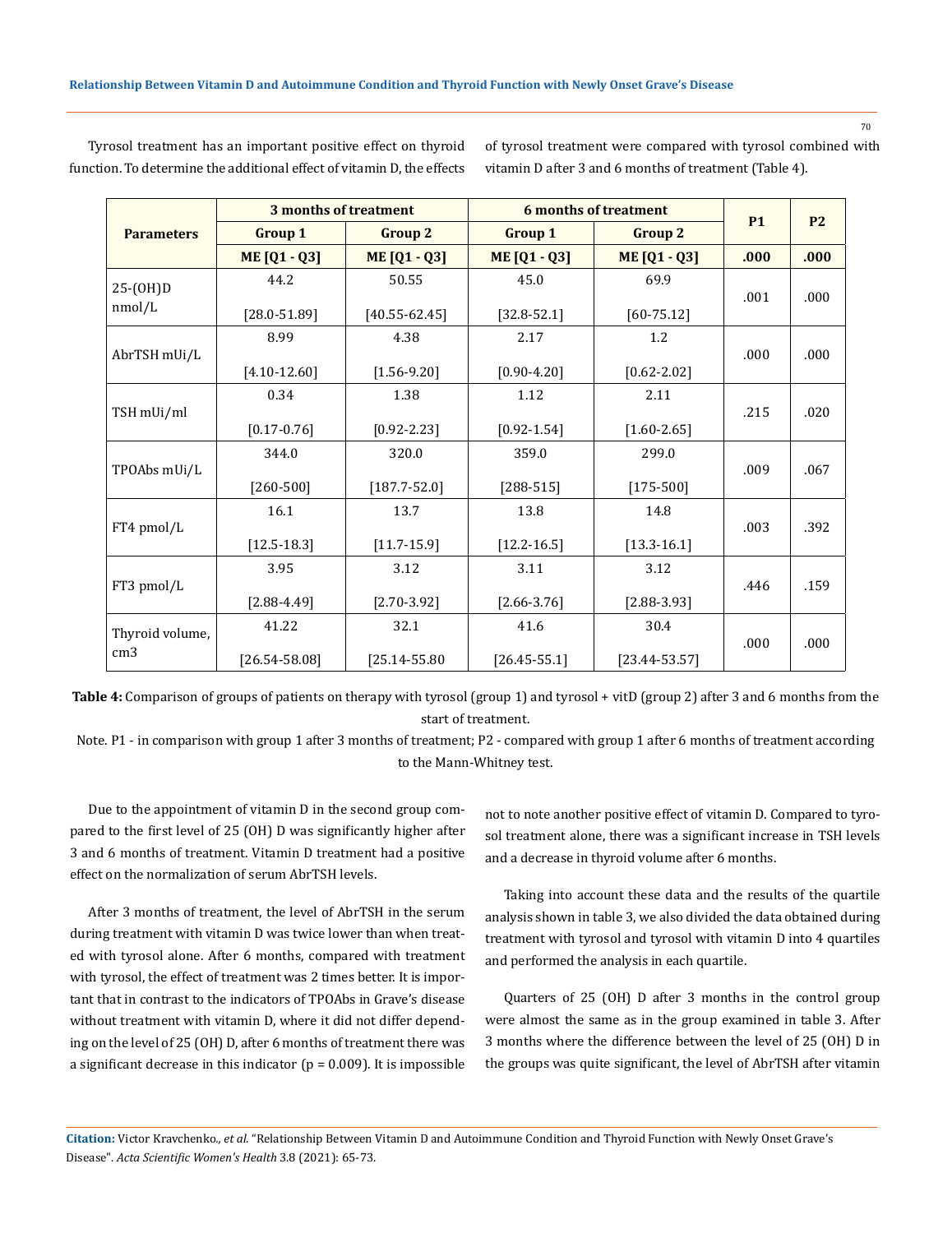Tyrosol treatment has an important positive effect on thyroid function. To determine the additional effect of vitamin D, the effects of tyrosol treatment were compared with tyrosol combined with vitamin D after 3 and 6 months of treatment (Table 4).

| Parameters | 3 months of treatment | | 6 months of treatment | | P1 | P2 |
|---|---|---|---|---|---|---|
| | Group 1 | Group 2 | Group 1 | Group 2 | | |
| | ME [Q1 - Q3] | ME [Q1 - Q3] | ME [Q1 - Q3] | ME [Q1 - Q3] | .000 | .000 |
| 25-(OH)D nmol/L | 44.2 [28.0-51.89] | 50.55 [40.55-62.45] | 45.0 [32.8-52.1] | 69.9 [60-75.12] | .001 | .000 |
| AbrTSH mUi/L | 8.99 [4.10-12.60] | 4.38 [1.56-9.20] | 2.17 [0.90-4.20] | 1.2 [0.62-2.02] | .000 | .000 |
| TSH mUi/ml | 0.34 [0.17-0.76] | 1.38 [0.92-2.23] | 1.12 [0.92-1.54] | 2.11 [1.60-2.65] | .215 | .020 |
| TPOAbs mUi/L | 344.0 [260-500] | 320.0 [187.7-52.0] | 359.0 [288-515] | 299.0 [175-500] | .009 | .067 |
| FT4 pmol/L | 16.1 [12.5-18.3] | 13.7 [11.7-15.9] | 13.8 [12.2-16.5] | 14.8 [13.3-16.1] | .003 | .392 |
| FT3 pmol/L | 3.95 [2.88-4.49] | 3.12 [2.70-3.92] | 3.11 [2.66-3.76] | 3.12 [2.88-3.93] | .446 | .159 |
| Thyroid volume, cm3 | 41.22 [26.54-58.08] | 32.1 [25.14-55.80 | 41.6 [26.45-55.1] | 30.4 [23.44-53.57] | .000 | .000 |

**Table 4:** Comparison of groups of patients on therapy with tyrosol (group 1) and tyrosol + vitD (group 2) after 3 and 6 months from the start of treatment.

Note. P1 - in comparison with group 1 after 3 months of treatment; P2 - compared with group 1 after 6 months of treatment according to the Mann-Whitney test.

Due to the appointment of vitamin D in the second group compared to the first level of 25 (OH) D was significantly higher after 3 and 6 months of treatment. Vitamin D treatment had a positive effect on the normalization of serum AbrTSH levels.

After 3 months of treatment, the level of AbrTSH in the serum during treatment with vitamin D was twice lower than when treated with tyrosol alone. After 6 months, compared with treatment with tyrosol, the effect of treatment was 2 times better. It is important that in contrast to the indicators of TPOAbs in Grave's disease without treatment with vitamin D, where it did not differ depending on the level of 25 (OH) D, after 6 months of treatment there was a significant decrease in this indicator (p = 0.009). It is impossible not to note another positive effect of vitamin D. Compared to tyrosol treatment alone, there was a significant increase in TSH levels and a decrease in thyroid volume after 6 months.

Taking into account these data and the results of the quartile analysis shown in table 3, we also divided the data obtained during treatment with tyrosol and tyrosol with vitamin D into 4 quartiles and performed the analysis in each quartile.

Quarters of 25 (OH) D after 3 months in the control group were almost the same as in the group examined in table 3. After 3 months where the difference between the level of 25 (OH) D in the groups was quite significant, the level of AbrTSH after vitamin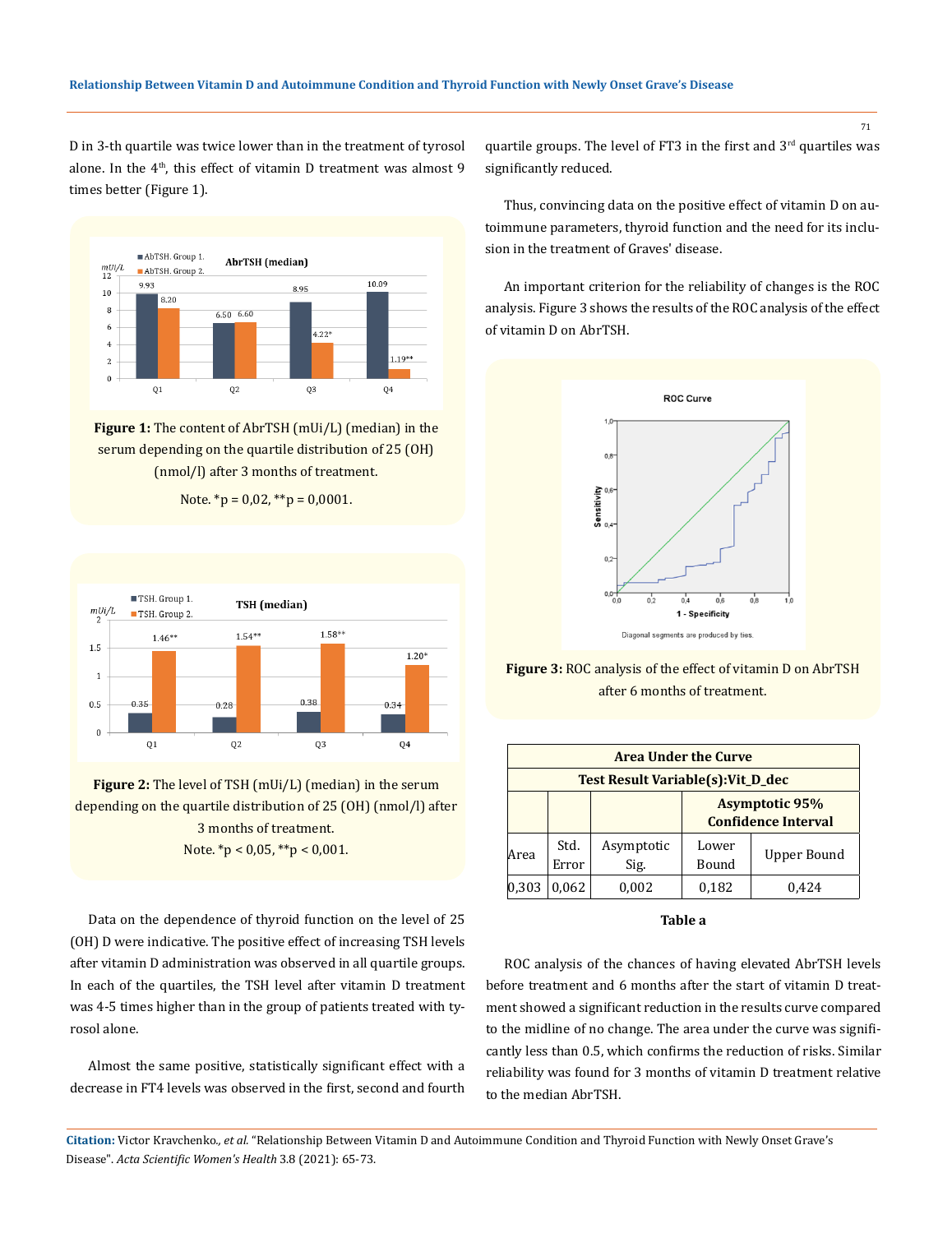D in 3-th quartile was twice lower than in the treatment of tyrosol alone. In the 4th, this effect of vitamin D treatment was almost 9 times better (Figure 1).

**Figure 1:** The content of AbrTSH (mUi/L) (median) in the serum depending on the quartile distribution of 25 (OH) (nmol/l) after 3 months of treatment.

Note. *p = 0,02, **p = 0,0001.

**Figure 2:** The level of TSH (mUi/L) (median) in the serum depending on the quartile distribution of 25 (OH) (nmol/l) after 3 months of treatment.

Note. *p < 0,05, **p < 0,001.

Data on the dependence of thyroid function on the level of 25 (OH) D were indicative. The positive effect of increasing TSH levels after vitamin D administration was observed in all quartile groups. In each of the quartiles, the TSH level after vitamin D treatment was 4-5 times higher than in the group of patients treated with tyrosol alone.

Almost the same positive, statistically significant effect with a decrease in FT4 levels was observed in the first, second and fourth quartile groups. The level of FT3 in the first and 3rd quartiles was significantly reduced.

Thus, convincing data on the positive effect of vitamin D on autoimmune parameters, thyroid function and the need for its inclusion in the treatment of Graves' disease.

An important criterion for the reliability of changes is the ROC analysis. Figure 3 shows the results of the ROC analysis of the effect of vitamin D on AbrTSH.

**Figure 3:** ROC analysis of the effect of vitamin D on AbrTSH after 6 months of treatment.

| Area Under the Curve | | | | |
|---|---|---|---|---|
| Test Result Variable(s):Vit_D_dec | | | | |
| | | | Asymptotic 95% Confidence Interval | |
| Area | Std. Error | Asymptotic Sig. | Lower Bound | Upper Bound |
| 0,303 | 0,062 | 0,002 | 0,182 | 0,424 |

**Table a**

ROC analysis of the chances of having elevated AbrTSH levels before treatment and 6 months after the start of vitamin D treatment showed a significant reduction in the results curve compared to the midline of no change. The area under the curve was significantly less than 0.5, which confirms the reduction of risks. Similar reliability was found for 3 months of vitamin D treatment relative to the median AbrTSH.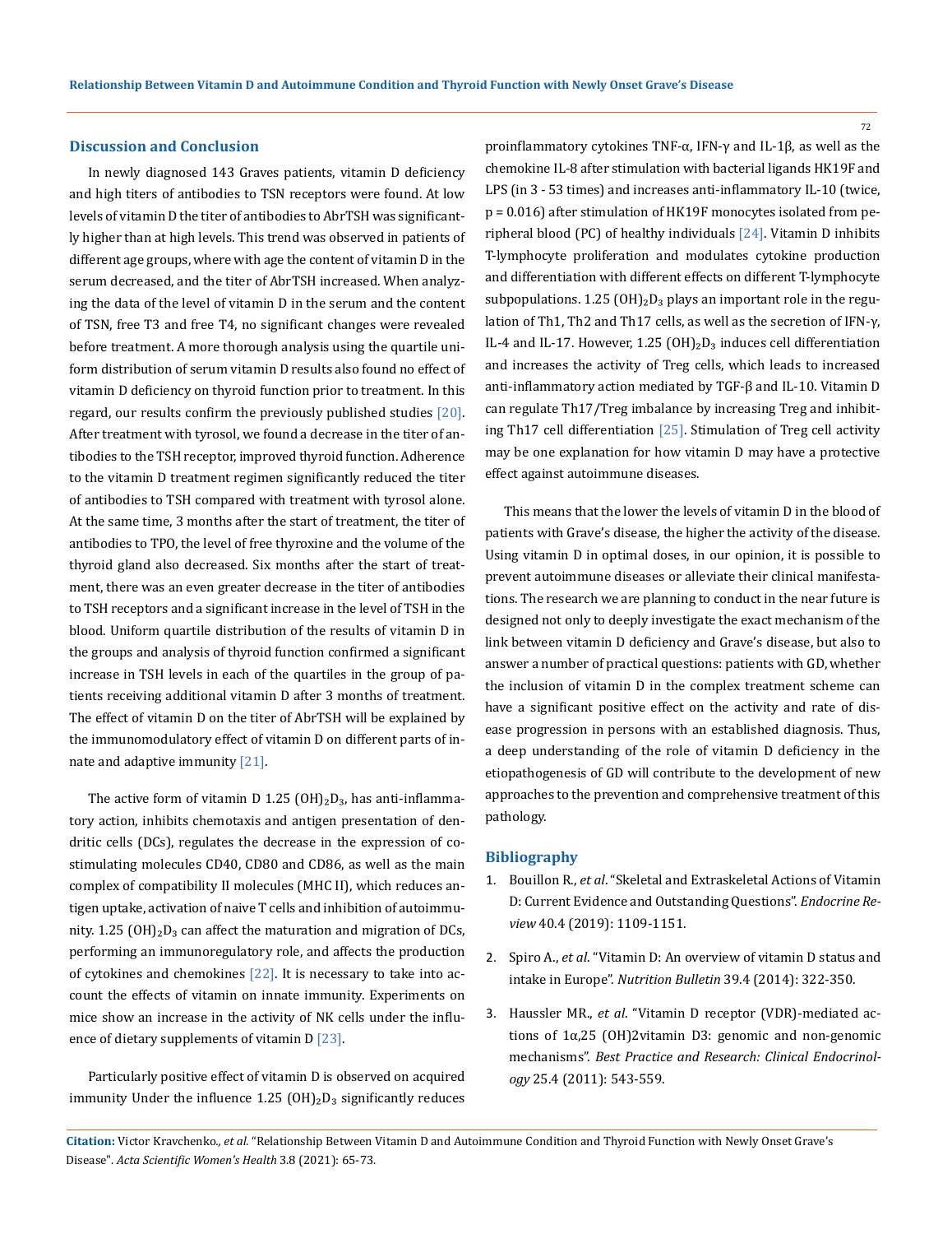## Discussion and Conclusion

In newly diagnosed 143 Graves patients, vitamin D deficiency and high titers of antibodies to TSN receptors were found. At low levels of vitamin D the titer of antibodies to AbrTSH was significantly higher than at high levels. This trend was observed in patients of different age groups, where with age the content of vitamin D in the serum decreased, and the titer of AbrTSH increased. When analyzing the data of the level of vitamin D in the serum and the content of TSN, free T3 and free T4, no significant changes were revealed before treatment. A more thorough analysis using the quartile uniform distribution of serum vitamin D results also found no effect of vitamin D deficiency on thyroid function prior to treatment. In this regard, our results confirm the previously published studies [20]. After treatment with tyrosol, we found a decrease in the titer of antibodies to the TSH receptor, improved thyroid function. Adherence to the vitamin D treatment regimen significantly reduced the titer of antibodies to TSH compared with treatment with tyrosol alone. At the same time, 3 months after the start of treatment, the titer of antibodies to TPO, the level of free thyroxine and the volume of the thyroid gland also decreased. Six months after the start of treatment, there was an even greater decrease in the titer of antibodies to TSH receptors and a significant increase in the level of TSH in the blood. Uniform quartile distribution of the results of vitamin D in the groups and analysis of thyroid function confirmed a significant increase in TSH levels in each of the quartiles in the group of patients receiving additional vitamin D after 3 months of treatment. The effect of vitamin D on the titer of AbrTSH will be explained by the immunomodulatory effect of vitamin D on different parts of innate and adaptive immunity [21].

The active form of vitamin D 1.25 $(OH)_2D_3$, has anti-inflammatory action, inhibits chemotaxis and antigen presentation of dendritic cells (DCs), regulates the decrease in the expression of co-stimulating molecules CD40, CD80 and CD86, as well as the main complex of compatibility II molecules (MHC II), which reduces antigen uptake, activation of naive T cells and inhibition of autoimmunity. 1.25 $(OH)_2D_3$ can affect the maturation and migration of DCs, performing an immunoregulatory role, and affects the production of cytokines and chemokines [22]. It is necessary to take into account the effects of vitamin on innate immunity. Experiments on mice show an increase in the activity of NK cells under the influence of dietary supplements of vitamin D [23].

Particularly positive effect of vitamin D is observed on acquired immunity Under the influence 1.25 $(OH)_2D_3$ significantly reduces proinflammatory cytokines TNF-α, IFN-γ and IL-1β, as well as the chemokine IL-8 after stimulation with bacterial ligands HK19F and LPS (in 3 - 53 times) and increases anti-inflammatory IL-10 (twice, $p = 0.016$) after stimulation of HK19F monocytes isolated from peripheral blood (PC) of healthy individuals [24]. Vitamin D inhibits T-lymphocyte proliferation and modulates cytokine production and differentiation with different effects on different T-lymphocyte subpopulations. 1.25 $(OH)_2D_3$ plays an important role in the regulation of Th1, Th2 and Th17 cells, as well as the secretion of IFN-γ, IL-4 and IL-17. However, 1.25 $(OH)_2D_3$ induces cell differentiation and increases the activity of Treg cells, which leads to increased anti-inflammatory action mediated by TGF-β and IL-10. Vitamin D can regulate Th17/Treg imbalance by increasing Treg and inhibiting Th17 cell differentiation [25]. Stimulation of Treg cell activity may be one explanation for how vitamin D may have a protective effect against autoimmune diseases.

This means that the lower the levels of vitamin D in the blood of patients with Grave's disease, the higher the activity of the disease. Using vitamin D in optimal doses, in our opinion, it is possible to prevent autoimmune diseases or alleviate their clinical manifestations. The research we are planning to conduct in the near future is designed not only to deeply investigate the exact mechanism of the link between vitamin D deficiency and Grave's disease, but also to answer a number of practical questions: patients with GD, whether the inclusion of vitamin D in the complex treatment scheme can have a significant positive effect on the activity and rate of disease progression in persons with an established diagnosis. Thus, a deep understanding of the role of vitamin D deficiency in the etiopathogenesis of GD will contribute to the development of new approaches to the prevention and comprehensive treatment of this pathology.

## Bibliography

1. Bouillon R., *et al*. "Skeletal and Extraskeletal Actions of Vitamin D: Current Evidence and Outstanding Questions". *Endocrine Review* 40.4 (2019): 1109-1151.
2. Spiro A., *et al*. "Vitamin D: An overview of vitamin D status and intake in Europe". *Nutrition Bulletin* 39.4 (2014): 322-350.
3. Haussler MR., *et al*. "Vitamin D receptor (VDR)-mediated actions of 1α,25 (OH)2vitamin D3: genomic and non-genomic mechanisms". *Best Practice and Research: Clinical Endocrinology* 25.4 (2011): 543-559.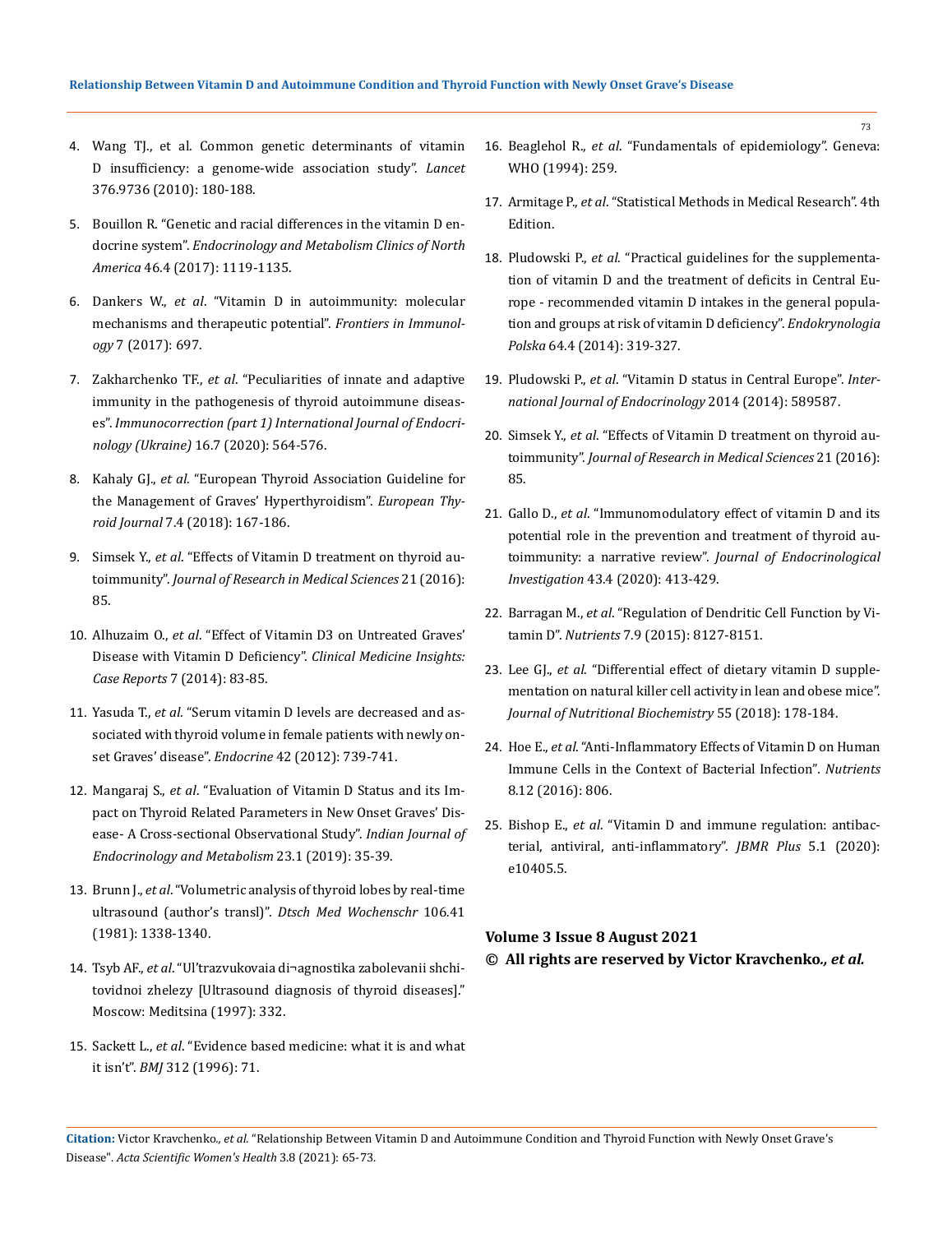4. Wang TJ., et al. Common genetic determinants of vitamin D insufficiency: a genome-wide association study". *Lancet* 376.9736 (2010): 180-188.
5. Bouillon R. "Genetic and racial differences in the vitamin D endocrine system". *Endocrinology and Metabolism Clinics of North America* 46.4 (2017): 1119-1135.
6. Dankers W., *et al*. "Vitamin D in autoimmunity: molecular mechanisms and therapeutic potential". *Frontiers in Immunology* 7 (2017): 697.
7. Zakharchenko TF., *et al*. "Peculiarities of innate and adaptive immunity in the pathogenesis of thyroid autoimmune diseases". *Immunocorrection (part 1) International Journal of Endocrinology (Ukraine)* 16.7 (2020): 564-576.
8. Kahaly GJ., *et al*. "European Thyroid Association Guideline for the Management of Graves' Hyperthyroidism". *European Thyroid Journal* 7.4 (2018): 167-186.
9. Simsek Y., *et al*. "Effects of Vitamin D treatment on thyroid autoimmunity". *Journal of Research in Medical Sciences* 21 (2016): 85.
10. Alhuzaim O., *et al*. "Effect of Vitamin D3 on Untreated Graves' Disease with Vitamin D Deficiency". *Clinical Medicine Insights: Case Reports* 7 (2014): 83-85.
11. Yasuda T., *et al*. "Serum vitamin D levels are decreased and associated with thyroid volume in female patients with newly onset Graves' disease". *Endocrine* 42 (2012): 739-741.
12. Mangaraj S., *et al*. "Evaluation of Vitamin D Status and its Impact on Thyroid Related Parameters in New Onset Graves' Disease- A Cross-sectional Observational Study". *Indian Journal of Endocrinology and Metabolism* 23.1 (2019): 35-39.
13. Brunn J., *et al*. "Volumetric analysis of thyroid lobes by real-time ultrasound (author's transl)". *Dtsch Med Wochenschr* 106.41 (1981): 1338-1340.
14. Tsyb AF., *et al*. "Ul'trazvukovaia di¬agnostika zabolevanii shchitovidnoi zhelezy [Ultrasound diagnosis of thyroid diseases]." Moscow: Meditsina (1997): 332.
15. Sackett L., *et al*. "Evidence based medicine: what it is and what it isn't". *BMJ* 312 (1996): 71.
16. Beaglehol R., *et al*. "Fundamentals of epidemiology". Geneva: WHO (1994): 259.
17. Armitage P., *et al*. "Statistical Methods in Medical Research". 4th Edition.
18. Pludowski P., *et al*. "Practical guidelines for the supplementation of vitamin D and the treatment of deficits in Central Europe - recommended vitamin D intakes in the general population and groups at risk of vitamin D deficiency". *Endokrynologia Polska* 64.4 (2014): 319-327.
19. Pludowski P., *et al*. "Vitamin D status in Central Europe". *International Journal of Endocrinology* 2014 (2014): 589587.
20. Simsek Y., *et al*. "Effects of Vitamin D treatment on thyroid autoimmunity". *Journal of Research in Medical Sciences* 21 (2016): 85.
21. Gallo D., *et al*. "Immunomodulatory effect of vitamin D and its potential role in the prevention and treatment of thyroid autoimmunity: a narrative review". *Journal of Endocrinological Investigation* 43.4 (2020): 413-429.
22. Barragan M., *et al*. "Regulation of Dendritic Cell Function by Vitamin D". *Nutrients* 7.9 (2015): 8127-8151.
23. Lee GJ., *et al*. "Differential effect of dietary vitamin D supplementation on natural killer cell activity in lean and obese mice". *Journal of Nutritional Biochemistry* 55 (2018): 178-184.
24. Hoe E., *et al*. "Anti-Inflammatory Effects of Vitamin D on Human Immune Cells in the Context of Bacterial Infection". *Nutrients* 8.12 (2016): 806.
25. Bishop E., *et al*. "Vitamin D and immune regulation: antibacterial, antiviral, anti-inflammatory". *JBMR Plus* 5.1 (2020): e10405.5.

**Volume 3 Issue 8 August 2021**
**© All rights are reserved by Victor Kravchenko*., et al.***